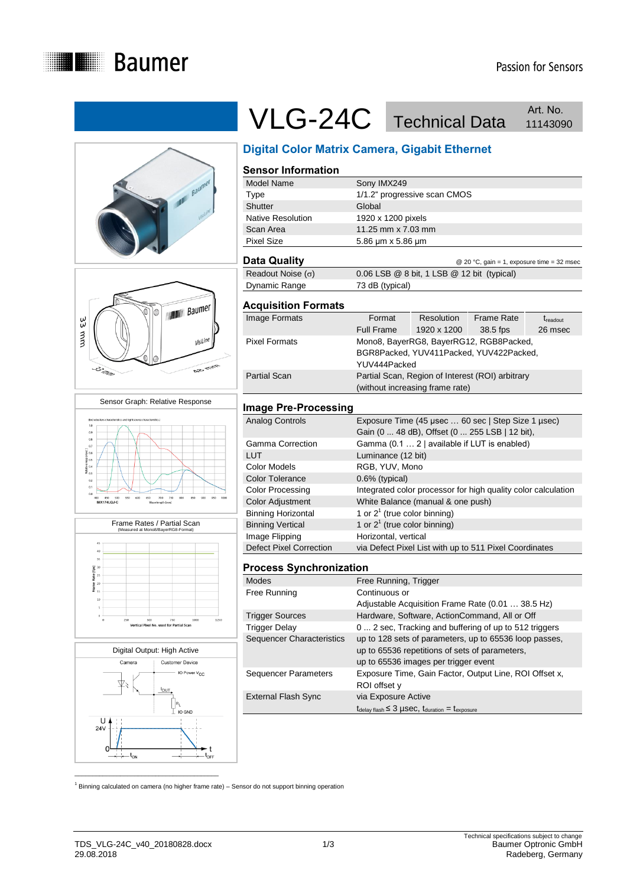# VLG-24C Technical Data

Art. No. 11143090

## Digital Color Matrix Camera, Gigabit Ethernet

Sensor Graph: Relative Response

Frame Rates / Partial Scan
(Measured at Mono8/BayerRG8-Format)

Digital Output: High Active

### Sensor Information

| | |
|---|---|
| Model Name | Sony IMX249 |
| Type | 1/1.2" progressive scan CMOS |
| Shutter | Global |
| Native Resolution | 1920 x 1200 pixels |
| Scan Area | 11.25 mm x 7.03 mm |
| Pixel Size | 5.86 µm x 5.86 µm |

### Data Quality

@ 20 °C, gain = 1, exposure time = 32 msec

| | |
|---|---|
| Readout Noise (σ) | 0.06 LSB @ 8 bit, 1 LSB @ 12 bit (typical) |
| Dynamic Range | 73 dB (typical) |

### Acquisition Formats

| | Format | Resolution | Frame Rate | $t_{readout}$ |
|---|---|---|---|---|
| Image Formats | Full Frame | 1920 x 1200 | 38.5 fps | 26 msec |
| Pixel Formats | Mono8, BayerRG8, BayerRG12, RGB8Packed, BGR8Packed, YUV411Packed, YUV422Packed, YUV444Packed | | | |
| Partial Scan | Partial Scan, Region of Interest (ROI) arbitrary (without increasing frame rate) | | | |

### Image Pre-Processing

| | |
|---|---|
| Analog Controls | Exposure Time (45 µsec … 60 sec \| Step Size 1 µsec) Gain (0 ... 48 dB), Offset (0 ... 255 LSB \| 12 bit), |
| Gamma Correction | Gamma (0.1 … 2 \| available if LUT is enabled) |
| LUT | Luminance (12 bit) |
| Color Models | RGB, YUV, Mono |
| Color Tolerance | 0.6% (typical) |
| Color Processing | Integrated color processor for high quality color calculation |
| Color Adjustment | White Balance (manual & one push) |
| Binning Horizontal | 1 or 2[1] (true color binning) |
| Binning Vertical | 1 or 2[1] (true color binning) |
| Image Flipping | Horizontal, vertical |
| Defect Pixel Correction | via Defect Pixel List with up to 511 Pixel Coordinates |

### Process Synchronization

| | |
|---|---|
| Modes | Free Running, Trigger |
| Free Running | Continuous or Adjustable Acquisition Frame Rate (0.01 … 38.5 Hz) |
| Trigger Sources | Hardware, Software, ActionCommand, All or Off |
| Trigger Delay | 0 ... 2 sec, Tracking and buffering of up to 512 triggers |
| Sequencer Characteristics | up to 128 sets of parameters, up to 65536 loop passes, up to 65536 repetitions of sets of parameters, up to 65536 images per trigger event |
| Sequencer Parameters | Exposure Time, Gain Factor, Output Line, ROI Offset x, ROI offset y |
| External Flash Sync | via Exposure Active $t_{delay\ flash} \leq 3$ µsec, $t_{duration} = t_{exposure}$ |

[1] Binning calculated on camera (no higher frame rate) – Sensor do not support binning operation

TDS_VLG-24C_v40_20180828.docx
29.08.2018

Technical specifications subject to change
Baumer Optronic GmbH
Radeberg, Germany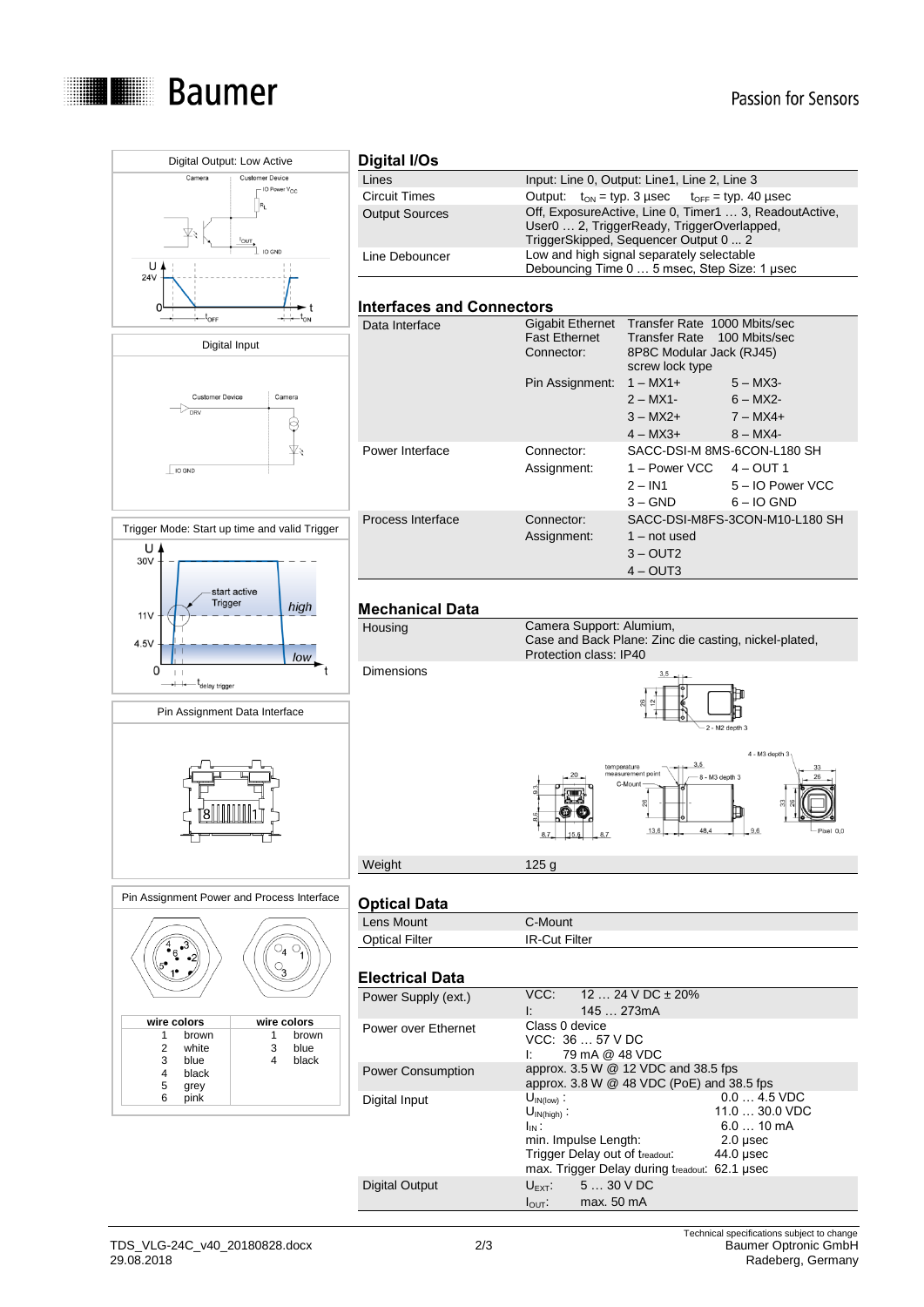## Digital I/Os

| | |
|---|---|
| Lines | Input: Line 0, Output: Line1, Line 2, Line 3 |
| Circuit Times | Output: $t_{ON}$ = typ. 3 µsec $t_{OFF}$ = typ. 40 µsec |
| Output Sources | Off, ExposureActive, Line 0, Timer1 … 3, ReadoutActive, User0 … 2, TriggerReady, TriggerOverlapped, TriggerSkipped, Sequencer Output 0 ... 2 |
| Line Debouncer | Low and high signal separately selectable<br>Debouncing Time 0 … 5 msec, Step Size: 1 µsec |

## Interfaces and Connectors

| | | | |
|---|---|---|---|
| Data Interface | Gigabit Ethernet | Transfer Rate 1000 Mbits/sec | |
| | Fast Ethernet | Transfer Rate 100 Mbits/sec | |
| | Connector: | 8P8C Modular Jack (RJ45) screw lock type | |
| | Pin Assignment: | 1 – MX1+ | 5 – MX3- |
| | | 2 – MX1- | 6 – MX2- |
| | | 3 – MX2+ | 7 – MX4+ |
| | | 4 – MX3+ | 8 – MX4- |
| Power Interface | Connector: | SACC-DSI-M 8MS-6CON-L180 SH | |
| | Assignment: | 1 – Power VCC | 4 – OUT 1 |
| | | 2 – IN1 | 5 – IO Power VCC |
| | | 3 – GND | 6 – IO GND |
| Process Interface | Connector: | SACC-DSI-M8FS-3CON-M10-L180 SH | |
| | Assignment: | 1 – not used | |
| | | 3 – OUT2 | |
| | | 4 – OUT3 | |

## Mechanical Data

| | |
|---|---|
| Housing | Camera Support: Alumium,<br>Case and Back Plane: Zinc die casting, nickel-plated,<br>Protection class: IP40 |
| Dimensions | |
| Weight | 125 g |

## Optical Data

| | |
|---|---|
| Lens Mount | C-Mount |
| Optical Filter | IR-Cut Filter |

## Electrical Data

| | |
|---|---|
| Power Supply (ext.) | VCC: 12 … 24 V DC ± 20%<br>I: 145 … 273mA |
| Power over Ethernet | Class 0 device<br>VCC: 36 … 57 V DC<br>I: 79 mA @ 48 VDC |
| Power Consumption | approx. 3.5 W @ 12 VDC and 38.5 fps<br>approx. 3.8 W @ 48 VDC (PoE) and 38.5 fps |
| Digital Input | $U_{IN(low)}$: 0.0 … 4.5 VDC<br>$U_{IN(high)}$: 11.0 … 30.0 VDC<br>$I_{IN}$: 6.0 … 10 mA<br>min. Impulse Length: 2.0 µsec<br>Trigger Delay out of $t_{readout}$: 44.0 µsec<br>max. Trigger Delay during $t_{readout}$: 62.1 µsec |
| Digital Output | $U_{EXT}$: 5 … 30 V DC<br>$I_{OUT}$: max. 50 mA |

Digital Output: Low Active

Digital Input

Trigger Mode: Start up time and valid Trigger

Pin Assignment Data Interface

Pin Assignment Power and Process Interface

| wire colors | | wire colors | |
|---|---|---|---|
| 1 | brown | 1 | brown |
| 2 | white | 3 | blue |
| 3 | blue | 4 | black |
| 4 | black | | |
| 5 | grey | | |
| 6 | pink | | |

TDS_VLG-24C_v40_20180828.docx
29.08.2018

Technical specifications subject to change
Baumer Optronic GmbH
Radeberg, Germany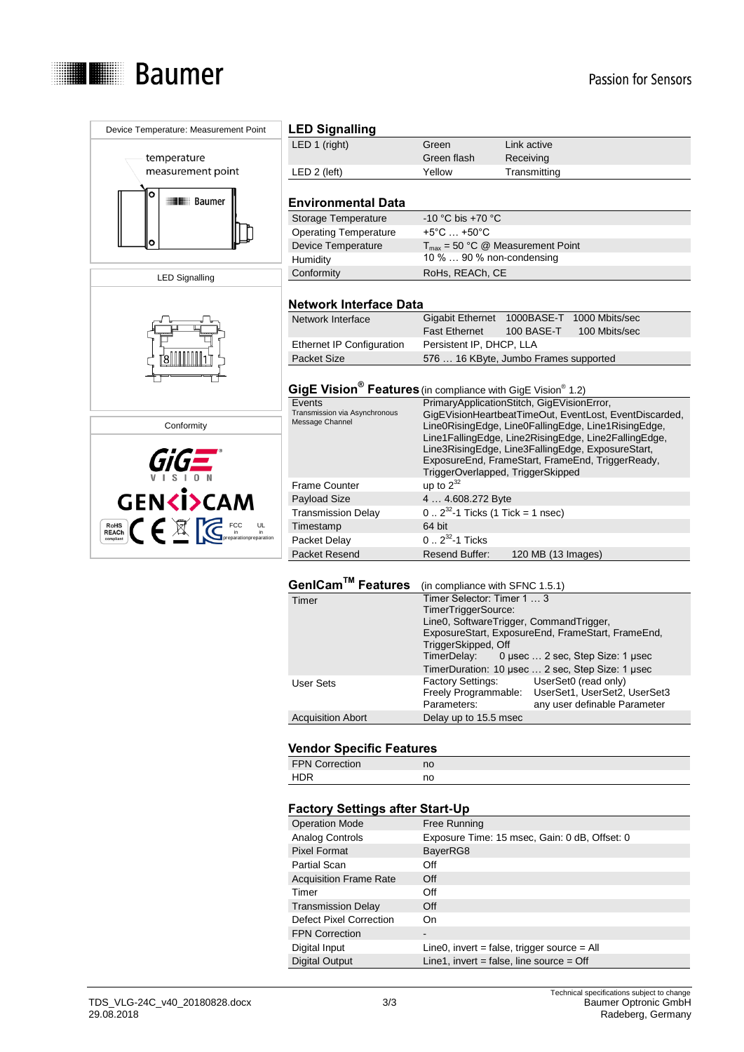Device Temperature: Measurement Point

temperature measurement point

LED Signalling

Conformity

## LED Signalling

| | | |
|---|---|---|
| LED 1 (right) | Green | Link active |
| | Green flash | Receiving |
| LED 2 (left) | Yellow | Transmitting |

## Environmental Data

| | |
|---|---|
| Storage Temperature | -10 °C bis +70 °C |
| Operating Temperature | +5°C … +50°C |
| Device Temperature | $T_{max}$ = 50 °C @ Measurement Point |
| Humidity | 10 % … 90 % non-condensing |
| Conformity | RoHS, REACh, CE |

## Network Interface Data

| | |
|---|---|
| Network Interface | Gigabit Ethernet 1000BASE-T 1000 Mbits/sec<br>Fast Ethernet 100 BASE-T 100 Mbits/sec |
| Ethernet IP Configuration | Persistent IP, DHCP, LLA |
| Packet Size | 576 … 16 KByte, Jumbo Frames supported |

## GigE Vision® Features (in compliance with GigE Vision® 1.2)

| | |
|---|---|
| Events<br>Transmission via Asynchronous Message Channel | PrimaryApplicationStitch, GigEVisionError, GigEVisionHeartbeatTimeOut, EventLost, EventDiscarded, Line0RisingEdge, Line0FallingEdge, Line1RisingEdge, Line1FallingEdge, Line2RisingEdge, Line2FallingEdge, Line3RisingEdge, Line3FallingEdge, ExposureStart, ExposureEnd, FrameStart, FrameEnd, TriggerReady, TriggerOverlapped, TriggerSkipped |
| Frame Counter | up to $2^{32}$ |
| Payload Size | 4 … 4.608.272 Byte |
| Transmission Delay | 0 .. $2^{32}$-1 Ticks (1 Tick = 1 nsec) |
| Timestamp | 64 bit |
| Packet Delay | 0 .. $2^{32}$-1 Ticks |
| Packet Resend | Resend Buffer: 120 MB (13 Images) |

## GenICam™ Features (in compliance with SFNC 1.5.1)

| | |
|---|---|
| Timer | Timer Selector: Timer 1 … 3<br>TimerTriggerSource:<br>Line0, SoftwareTrigger, CommandTrigger, ExposureStart, ExposureEnd, FrameStart, FrameEnd, TriggerSkipped, Off<br>TimerDelay: 0 µsec … 2 sec, Step Size: 1 µsec<br>TimerDuration: 10 µsec … 2 sec, Step Size: 1 µsec |
| User Sets | Factory Settings: UserSet0 (read only)<br>Freely Programmable: UserSet1, UserSet2, UserSet3<br>Parameters: any user definable Parameter |
| Acquisition Abort | Delay up to 15.5 msec |

## Vendor Specific Features

| | |
|---|---|
| FPN Correction | no |
| HDR | no |

## Factory Settings after Start-Up

| | |
|---|---|
| Operation Mode | Free Running |
| Analog Controls | Exposure Time: 15 msec, Gain: 0 dB, Offset: 0 |
| Pixel Format | BayerRG8 |
| Partial Scan | Off |
| Acquisition Frame Rate | Off |
| Timer | Off |
| Transmission Delay | Off |
| Defect Pixel Correction | On |
| FPN Correction | - |
| Digital Input | Line0, invert = false, trigger source = All |
| Digital Output | Line1, invert = false, line source = Off |

TDS_VLG-24C_v40_20180828.docx
29.08.2018

Technical specifications subject to change
Baumer Optronic GmbH
Radeberg, Germany